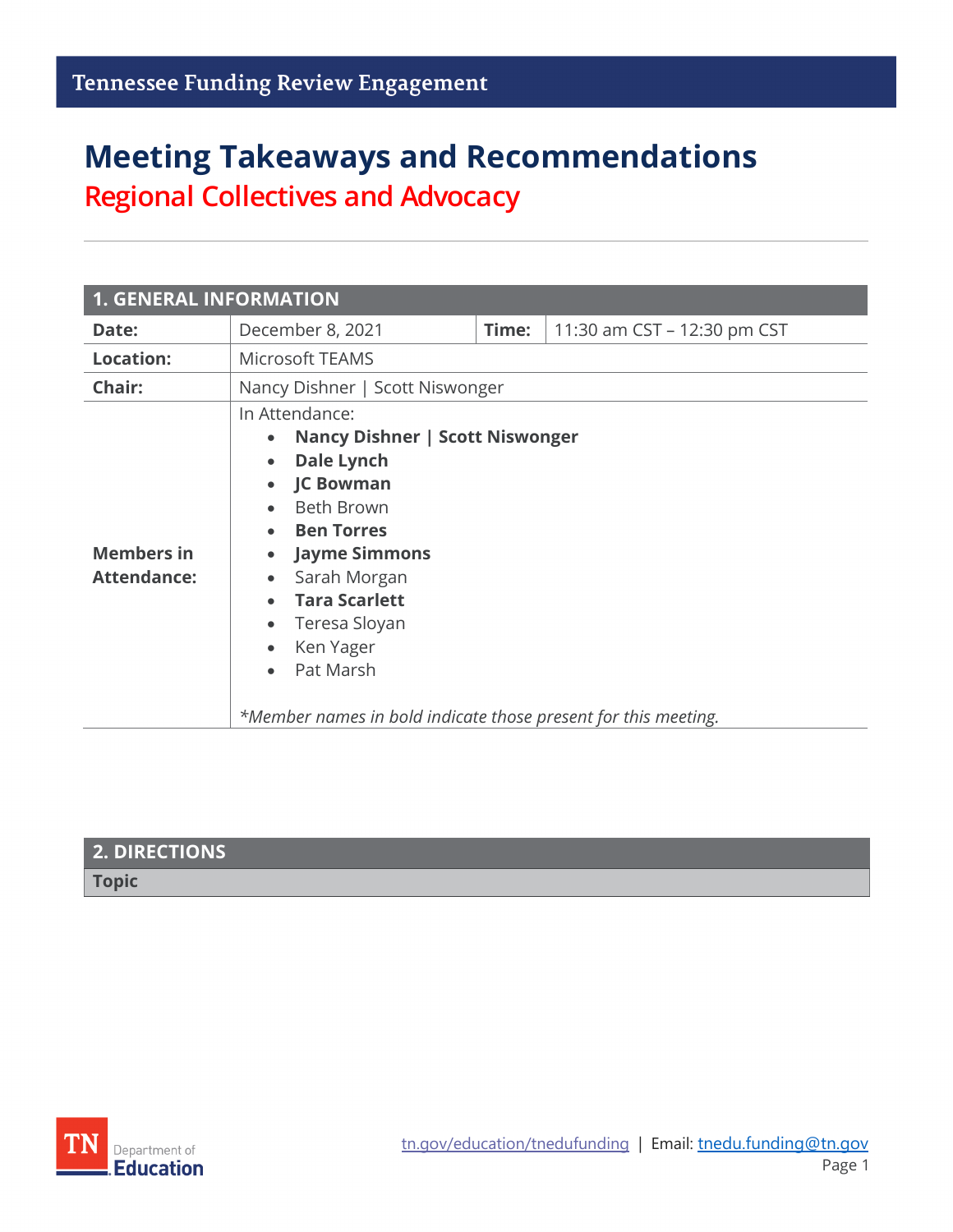Tennessee Funding Review Engagement

# Meeting Takeaways and Recommendations

## Regional Collectives and Advocacy

| 1. GENERAL INFORMATION | | | |
|---|---|---|---|
| **Date:** | December 8, 2021 | **Time:** | 11:30 am CST – 12:30 pm CST |
| **Location:** | Microsoft TEAMS | | |
| **Chair:** | Nancy Dishner \| Scott Niswonger | | |
| **Members in Attendance:** | In Attendance:<br>• **Nancy Dishner \| Scott Niswonger**<br>• **Dale Lynch**<br>• **JC Bowman**<br>• Beth Brown<br>• **Ben Torres**<br>• **Jayme Simmons**<br>• Sarah Morgan<br>• **Tara Scarlett**<br>• Teresa Sloyan<br>• Ken Yager<br>• Pat Marsh<br><br>*\*Member names in bold indicate those present for this meeting.* | | |

| 2. DIRECTIONS |
|---|
| **Topic** |

tn.gov/education/tnedufunding | Email: tnedu.funding@tn.gov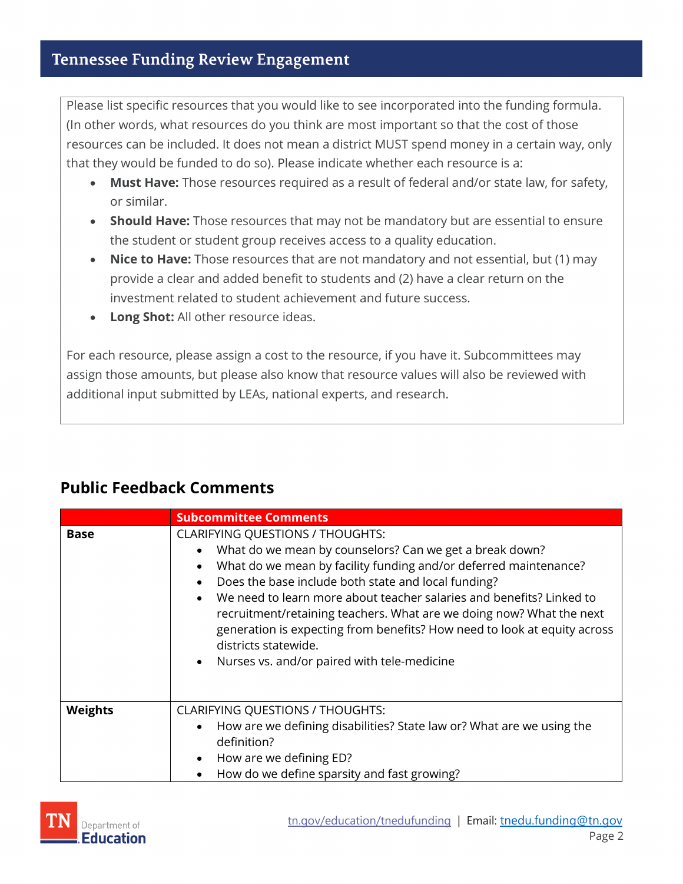Please list specific resources that you would like to see incorporated into the funding formula. (In other words, what resources do you think are most important so that the cost of those resources can be included. It does not mean a district MUST spend money in a certain way, only that they would be funded to do so). Please indicate whether each resource is a:

- **Must Have:** Those resources required as a result of federal and/or state law, for safety, or similar.
- **Should Have:** Those resources that may not be mandatory but are essential to ensure the student or student group receives access to a quality education.
- **Nice to Have:** Those resources that are not mandatory and not essential, but (1) may provide a clear and added benefit to students and (2) have a clear return on the investment related to student achievement and future success.
- **Long Shot:** All other resource ideas.

For each resource, please assign a cost to the resource, if you have it. Subcommittees may assign those amounts, but please also know that resource values will also be reviewed with additional input submitted by LEAs, national experts, and research.

## Public Feedback Comments

| | Subcommittee Comments |
|---|---|
| **Base** | CLARIFYING QUESTIONS / THOUGHTS:<br>• What do we mean by counselors? Can we get a break down?<br>• What do we mean by facility funding and/or deferred maintenance?<br>• Does the base include both state and local funding?<br>• We need to learn more about teacher salaries and benefits? Linked to recruitment/retaining teachers. What are we doing now? What the next generation is expecting from benefits? How need to look at equity across districts statewide.<br>• Nurses vs. and/or paired with tele-medicine |
| **Weights** | CLARIFYING QUESTIONS / THOUGHTS:<br>• How are we defining disabilities? State law or? What are we using the definition?<br>• How are we defining ED?<br>• How do we define sparsity and fast growing? |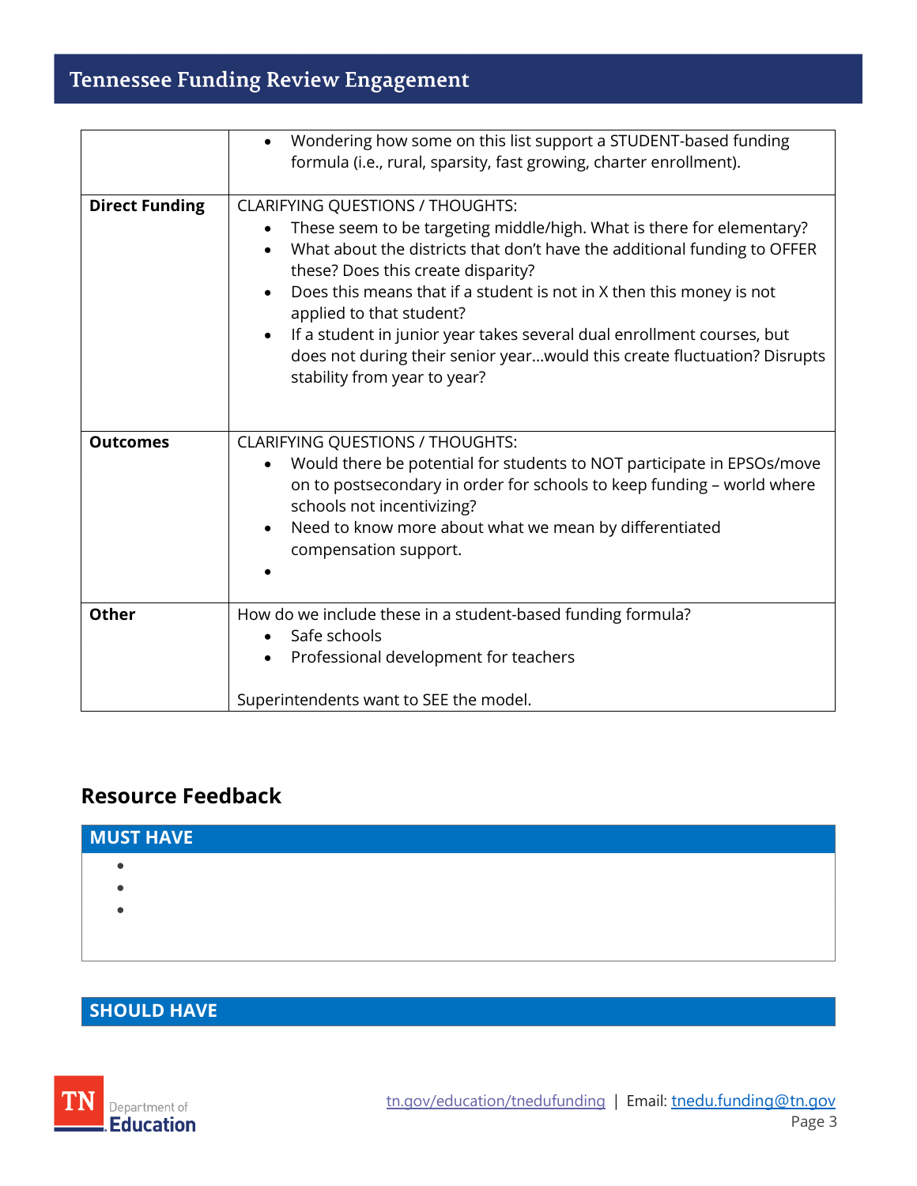| | |
|---|---|
| | • Wondering how some on this list support a STUDENT-based funding formula (i.e., rural, sparsity, fast growing, charter enrollment). |
| **Direct Funding** | CLARIFYING QUESTIONS / THOUGHTS:<br>• These seem to be targeting middle/high. What is there for elementary?<br>• What about the districts that don't have the additional funding to OFFER these? Does this create disparity?<br>• Does this means that if a student is not in X then this money is not applied to that student?<br>• If a student in junior year takes several dual enrollment courses, but does not during their senior year…would this create fluctuation? Disrupts stability from year to year? |
| **Outcomes** | CLARIFYING QUESTIONS / THOUGHTS:<br>• Would there be potential for students to NOT participate in EPSOs/move on to postsecondary in order for schools to keep funding – world where schools not incentivizing?<br>• Need to know more about what we mean by differentiated compensation support.<br>• |
| **Other** | How do we include these in a student-based funding formula?<br>• Safe schools<br>• Professional development for teachers<br><br>Superintendents want to SEE the model. |

## Resource Feedback

| MUST HAVE |
|---|
| •<br>•<br>• |

| SHOULD HAVE |
|---|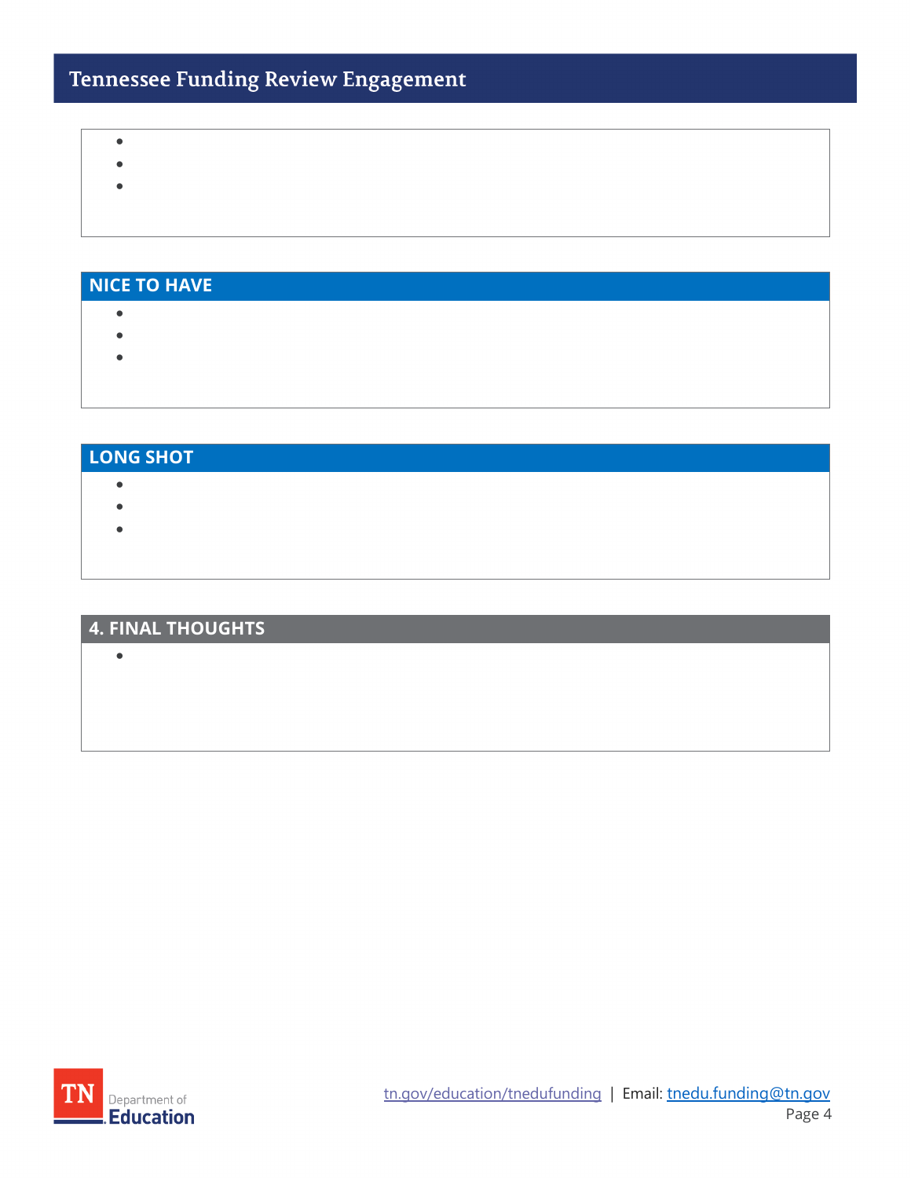- 
- 
- 

## NICE TO HAVE

- 
- 
- 

## LONG SHOT

- 
- 
- 

## 4. FINAL THOUGHTS

- 

tn.gov/education/tnedufunding | Email: tnedu.funding@tn.gov